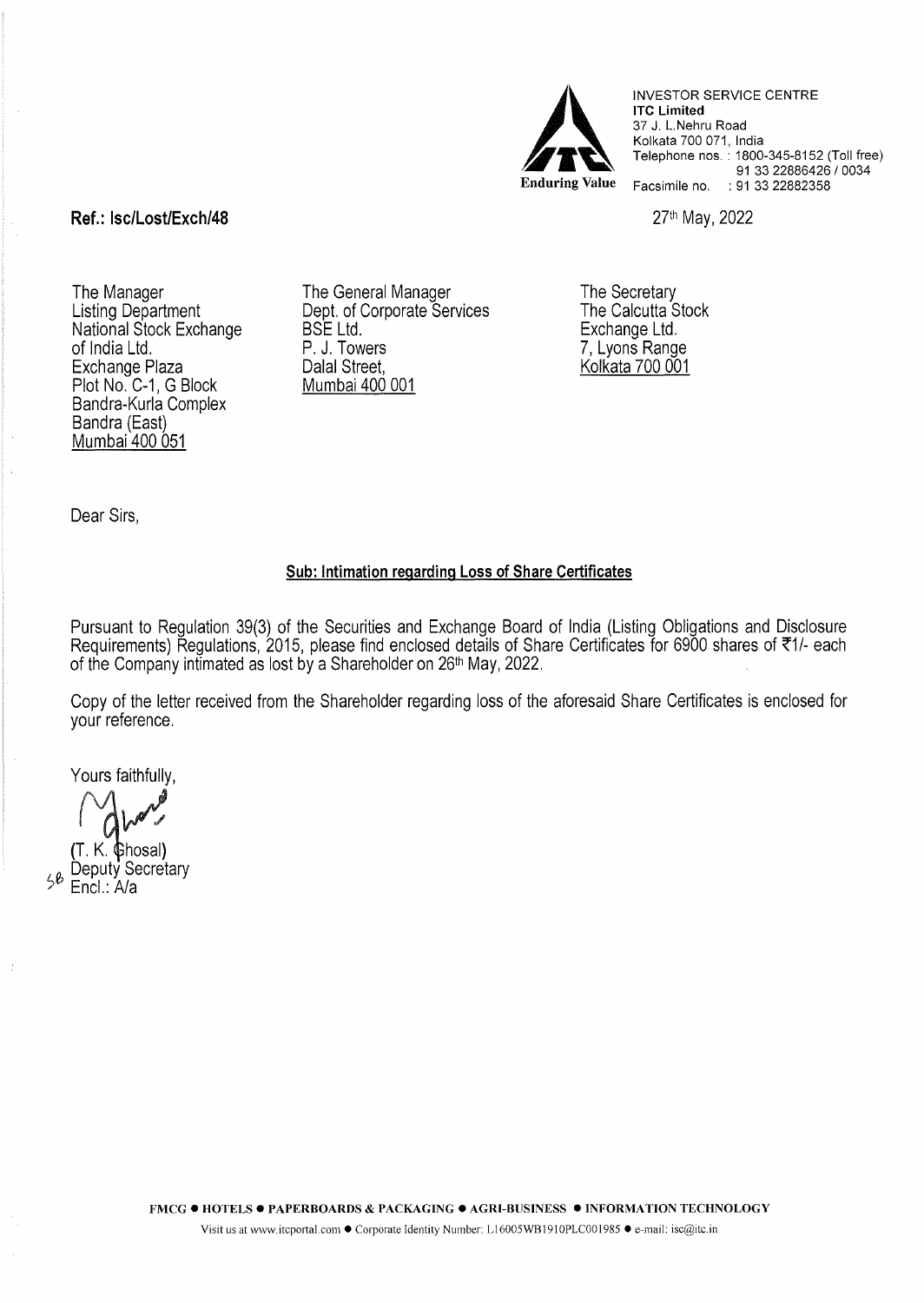INVESTOR SERVICE CENTRE
**ITC Limited**
37 J. L.Nehru Road
Kolkata 700 071, India
Telephone nos. : 1800-345-8152 (Toll free)
91 33 22886426 / 0034
Facsimile no. : 91 33 22882358

Enduring Value

**Ref.: Isc/Lost/Exch/48**

27th May, 2022

The Manager
Listing Department
National Stock Exchange of India Ltd.
Exchange Plaza
Plot No. C-1, G Block
Bandra-Kurla Complex
Bandra (East)
Mumbai 400 051

The General Manager
Dept. of Corporate Services
BSE Ltd.
P. J. Towers
Dalal Street,
Mumbai 400 001

The Secretary
The Calcutta Stock Exchange Ltd.
7, Lyons Range
Kolkata 700 001

Dear Sirs,

**Sub: Intimation regarding Loss of Share Certificates**

Pursuant to Regulation 39(3) of the Securities and Exchange Board of India (Listing Obligations and Disclosure Requirements) Regulations, 2015, please find enclosed details of Share Certificates for 6900 shares of ₹1/- each of the Company intimated as lost by a Shareholder on 26th May, 2022.

Copy of the letter received from the Shareholder regarding loss of the aforesaid Share Certificates is enclosed for your reference.

Yours faithfully,

(T. K. Ghosal)
Deputy Secretary
Encl.: A/a

FMCG ● HOTELS ● PAPERBOARDS & PACKAGING ● AGRI-BUSINESS ● INFORMATION TECHNOLOGY

Visit us at www.itcportal.com ● Corporate Identity Number: L16005WB1910PLC001985 ● e-mail: isc@itc.in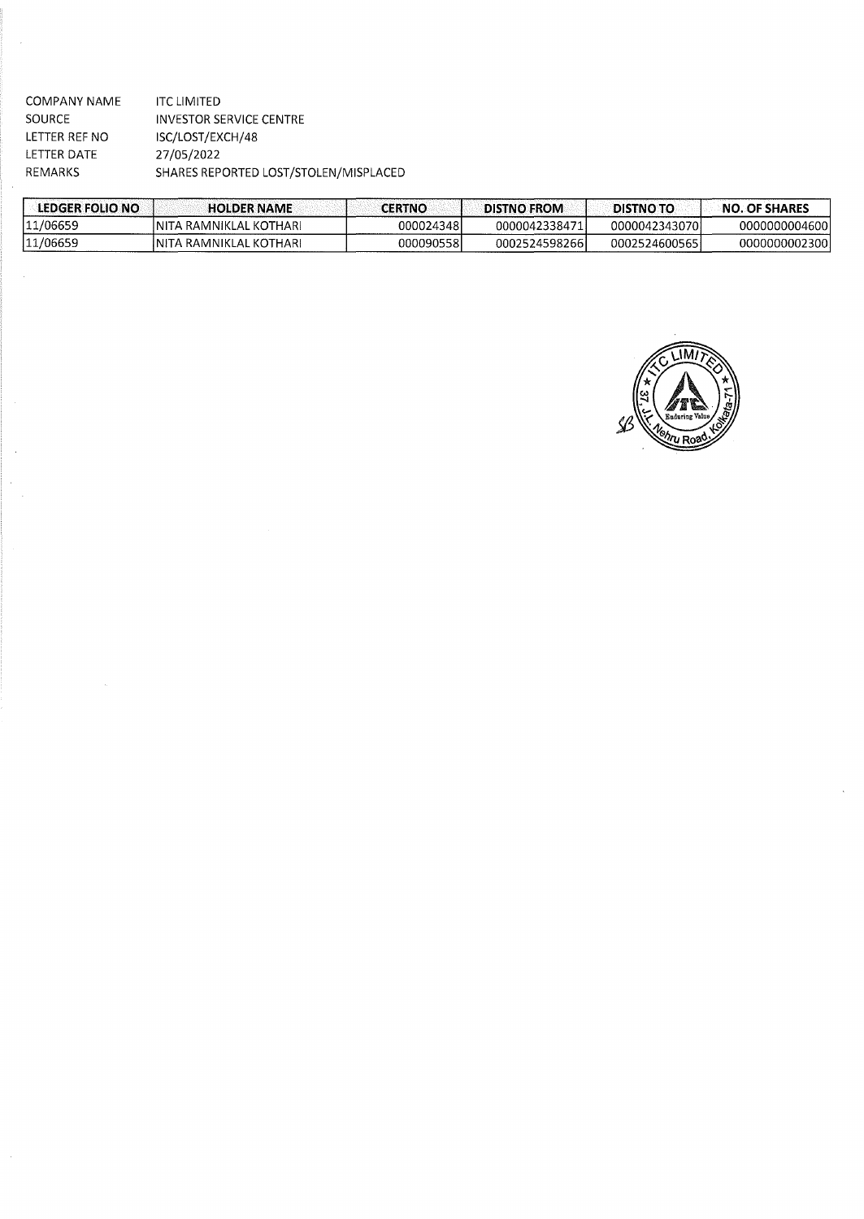COMPANY NAME ITC LIMITED
SOURCE INVESTOR SERVICE CENTRE
LETTER REF NO ISC/LOST/EXCH/48
LETTER DATE 27/05/2022
REMARKS SHARES REPORTED LOST/STOLEN/MISPLACED

| LEDGER FOLIO NO | HOLDER NAME | CERTNO | DISTNO FROM | DISTNO TO | NO. OF SHARES |
|---|---|---|---|---|---|
| 11/06659 | NITA RAMNIKLAL KOTHARI | 000024348 | 0000042338471 | 0000042343070 | 0000000004600 |
| 11/06659 | NITA RAMNIKLAL KOTHARI | 000090558 | 0002524598266 | 0002524600565 | 0000000002300 |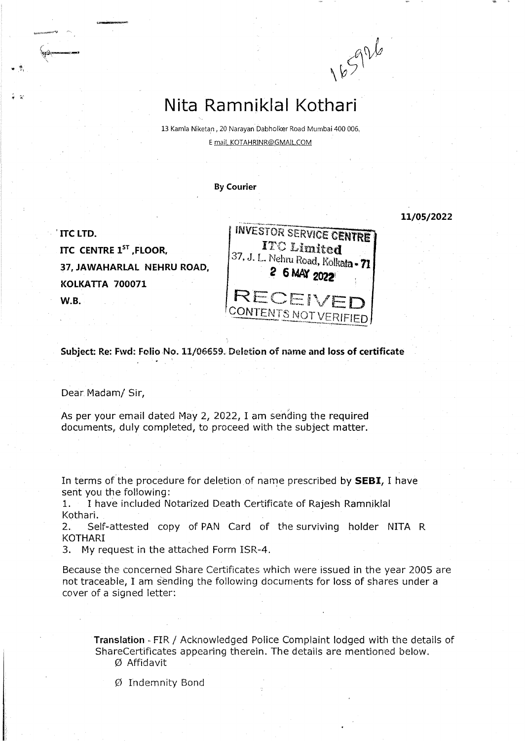165926

# Nita Ramniklal Kothari

13 Kamla Niketan , 20 Narayan Dabholker Road Mumbai 400 006.
E mail. KOTAHRINR@GMAIL.COM

**By Courier**

**11/05/2022**

**ITC LTD.**
**ITC CENTRE 1ST ,FLOOR,**
**37, JAWAHARLAL NEHRU ROAD,**
**KOLKATTA 700071**
**W.B.**

INVESTOR SERVICE CENTRE
ITC Limited
37, J. L. Nehru Road, Kolkata - 71
2 6 MAY 2022
RECEIVED
CONTENTS NOT VERIFIED

**Subject: Re: Fwd: Folio No. 11/06659. Deletion of name and loss of certificate**

Dear Madam/ Sir,

As per your email dated May 2, 2022, I am sending the required documents, duly completed, to proceed with the subject matter.

In terms of the procedure for deletion of name prescribed by **SEBI**, I have sent you the following:

1. I have included Notarized Death Certificate of Rajesh Ramniklal Kothari.
2. Self-attested copy of PAN Card of the surviving holder NITA R KOTHARI
3. My request in the attached Form ISR-4.

Because the concerned Share Certificates which were issued in the year 2005 are not traceable, I am sending the following documents for loss of shares under a cover of a signed letter:

> **Translation** - FIR / Acknowledged Police Complaint lodged with the details of ShareCertificates appearing therein. The details are mentioned below.
> - Affidavit
> - Indemnity Bond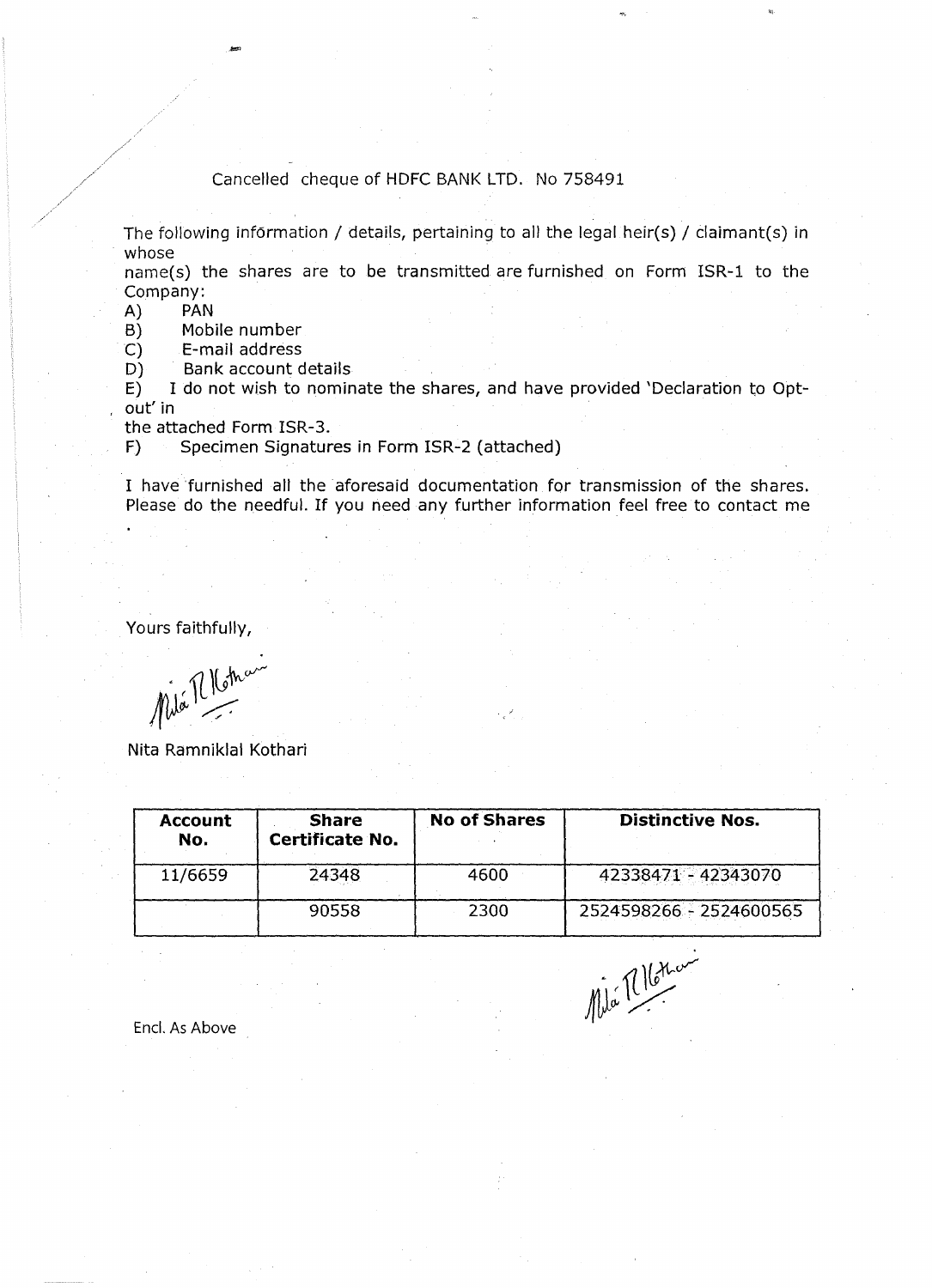Cancelled cheque of HDFC BANK LTD. No 758491

The following information / details, pertaining to all the legal heir(s) / claimant(s) in whose name(s) the shares are to be transmitted are furnished on Form ISR-1 to the Company:

A) PAN
B) Mobile number
C) E-mail address
D) Bank account details
E) I do not wish to nominate the shares, and have provided 'Declaration to Opt-out' in the attached Form ISR-3.
F) Specimen Signatures in Form ISR-2 (attached)

I have furnished all the aforesaid documentation for transmission of the shares. Please do the needful. If you need any further information feel free to contact me.

Yours faithfully,

Nita Ramniklal Kothari

| Account No. | Share Certificate No. | No of Shares | Distinctive Nos. |
|---|---|---|---|
| 11/6659 | 24348 | 4600 | 42338471 - 42343070 |
| | 90558 | 2300 | 2524598266 - 2524600565 |

Encl. As Above